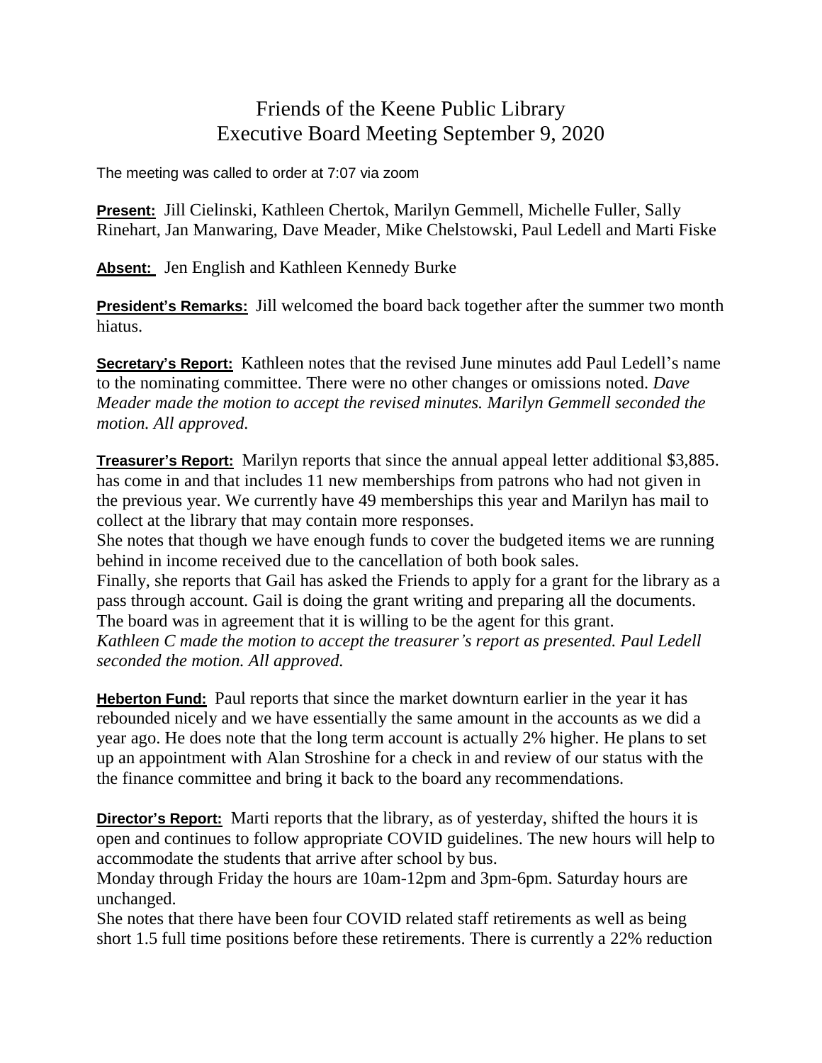# Friends of the Keene Public Library
# Executive Board Meeting September 9, 2020

The meeting was called to order at 7:07 via zoom

**Present:** Jill Cielinski, Kathleen Chertok, Marilyn Gemmell, Michelle Fuller, Sally Rinehart, Jan Manwaring, Dave Meader, Mike Chelstowski, Paul Ledell and Marti Fiske

**Absent:** Jen English and Kathleen Kennedy Burke

**President's Remarks:** Jill welcomed the board back together after the summer two month hiatus.

**Secretary's Report:** Kathleen notes that the revised June minutes add Paul Ledell's name to the nominating committee. There were no other changes or omissions noted. *Dave Meader made the motion to accept the revised minutes. Marilyn Gemmell seconded the motion. All approved.*

**Treasurer's Report:** Marilyn reports that since the annual appeal letter additional $3,885. has come in and that includes 11 new memberships from patrons who had not given in the previous year. We currently have 49 memberships this year and Marilyn has mail to collect at the library that may contain more responses.

She notes that though we have enough funds to cover the budgeted items we are running behind in income received due to the cancellation of both book sales.

Finally, she reports that Gail has asked the Friends to apply for a grant for the library as a pass through account. Gail is doing the grant writing and preparing all the documents. The board was in agreement that it is willing to be the agent for this grant.

*Kathleen C made the motion to accept the treasurer's report as presented. Paul Ledell seconded the motion. All approved.*

**Heberton Fund:** Paul reports that since the market downturn earlier in the year it has rebounded nicely and we have essentially the same amount in the accounts as we did a year ago. He does note that the long term account is actually 2% higher. He plans to set up an appointment with Alan Stroshine for a check in and review of our status with the the finance committee and bring it back to the board any recommendations.

**Director's Report:** Marti reports that the library, as of yesterday, shifted the hours it is open and continues to follow appropriate COVID guidelines. The new hours will help to accommodate the students that arrive after school by bus.

Monday through Friday the hours are 10am-12pm and 3pm-6pm. Saturday hours are unchanged.

She notes that there have been four COVID related staff retirements as well as being short 1.5 full time positions before these retirements. There is currently a 22% reduction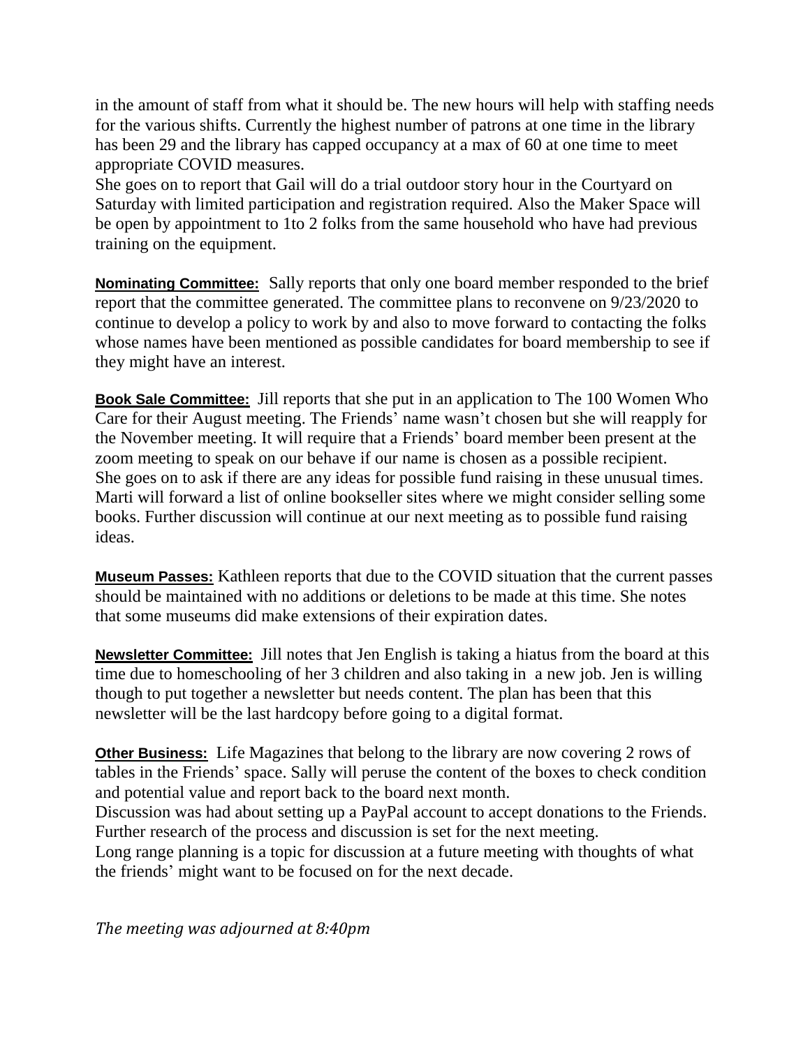in the amount of staff from what it should be. The new hours will help with staffing needs for the various shifts. Currently the highest number of patrons at one time in the library has been 29 and the library has capped occupancy at a max of 60 at one time to meet appropriate COVID measures.

She goes on to report that Gail will do a trial outdoor story hour in the Courtyard on Saturday with limited participation and registration required. Also the Maker Space will be open by appointment to 1to 2 folks from the same household who have had previous training on the equipment.

**Nominating Committee:** Sally reports that only one board member responded to the brief report that the committee generated. The committee plans to reconvene on 9/23/2020 to continue to develop a policy to work by and also to move forward to contacting the folks whose names have been mentioned as possible candidates for board membership to see if they might have an interest.

**Book Sale Committee:** Jill reports that she put in an application to The 100 Women Who Care for their August meeting. The Friends' name wasn't chosen but she will reapply for the November meeting. It will require that a Friends' board member been present at the zoom meeting to speak on our behave if our name is chosen as a possible recipient.

She goes on to ask if there are any ideas for possible fund raising in these unusual times. Marti will forward a list of online bookseller sites where we might consider selling some books. Further discussion will continue at our next meeting as to possible fund raising ideas.

**Museum Passes:** Kathleen reports that due to the COVID situation that the current passes should be maintained with no additions or deletions to be made at this time. She notes that some museums did make extensions of their expiration dates.

**Newsletter Committee:** Jill notes that Jen English is taking a hiatus from the board at this time due to homeschooling of her 3 children and also taking in a new job. Jen is willing though to put together a newsletter but needs content. The plan has been that this newsletter will be the last hardcopy before going to a digital format.

**Other Business:** Life Magazines that belong to the library are now covering 2 rows of tables in the Friends' space. Sally will peruse the content of the boxes to check condition and potential value and report back to the board next month.

Discussion was had about setting up a PayPal account to accept donations to the Friends. Further research of the process and discussion is set for the next meeting.

Long range planning is a topic for discussion at a future meeting with thoughts of what the friends' might want to be focused on for the next decade.

*The meeting was adjourned at 8:40pm*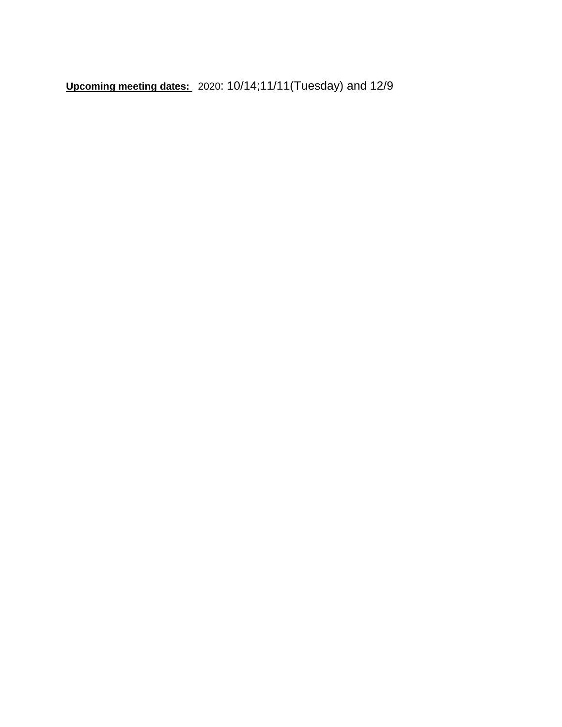**Upcoming meeting dates:** 2020: 10/14;11/11(Tuesday) and 12/9